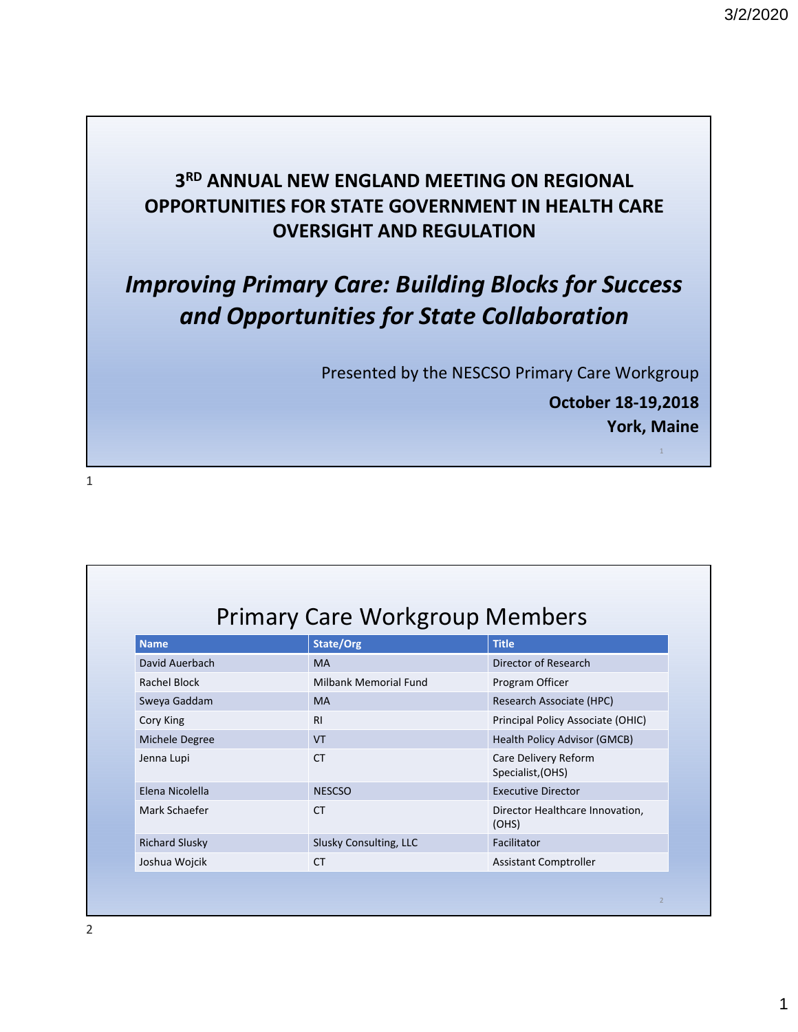# 3RD ANNUAL NEW ENGLAND MEETING ON REGIONAL OPPORTUNITIES FOR STATE GOVERNMENT IN HEALTH CARE OVERSIGHT AND REGULATION

## *Improving Primary Care: Building Blocks for Success and Opportunities for State Collaboration*

Presented by the NESCSO Primary Care Workgroup

**October 18-19,2018**
**York, Maine**

## Primary Care Workgroup Members

| Name | State/Org | Title |
|---|---|---|
| David Auerbach | MA | Director of Research |
| Rachel Block | Milbank Memorial Fund | Program Officer |
| Sweya Gaddam | MA | Research Associate (HPC) |
| Cory King | RI | Principal Policy Associate (OHIC) |
| Michele Degree | VT | Health Policy Advisor (GMCB) |
| Jenna Lupi | CT | Care Delivery Reform Specialist,(OHS) |
| Elena Nicolella | NESCSO | Executive Director |
| Mark Schaefer | CT | Director Healthcare Innovation, (OHS) |
| Richard Slusky | Slusky Consulting, LLC | Facilitator |
| Joshua Wojcik | CT | Assistant Comptroller |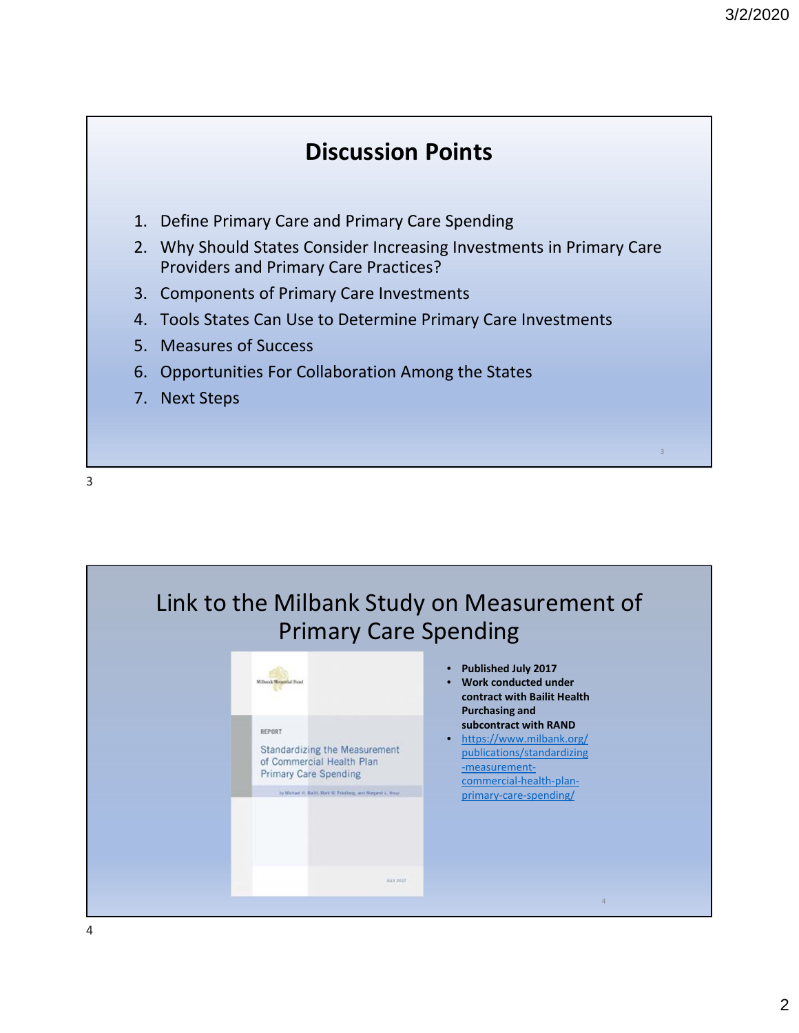## Discussion Points

1. Define Primary Care and Primary Care Spending
2. Why Should States Consider Increasing Investments in Primary Care Providers and Primary Care Practices?
3. Components of Primary Care Investments
4. Tools States Can Use to Determine Primary Care Investments
5. Measures of Success
6. Opportunities For Collaboration Among the States
7. Next Steps

## Link to the Milbank Study on Measurement of Primary Care Spending

Milbank Memorial Fund

REPORT

Standardizing the Measurement of Commercial Health Plan Primary Care Spending

by Michael H. Bailit, Mark W. Friedberg, and Margaret L. Houy

JULY 2017

- **Published July 2017**
- **Work conducted under contract with Bailit Health Purchasing and subcontract with RAND**
- https://www.milbank.org/publications/standardizing-measurement-commercial-health-plan-primary-care-spending/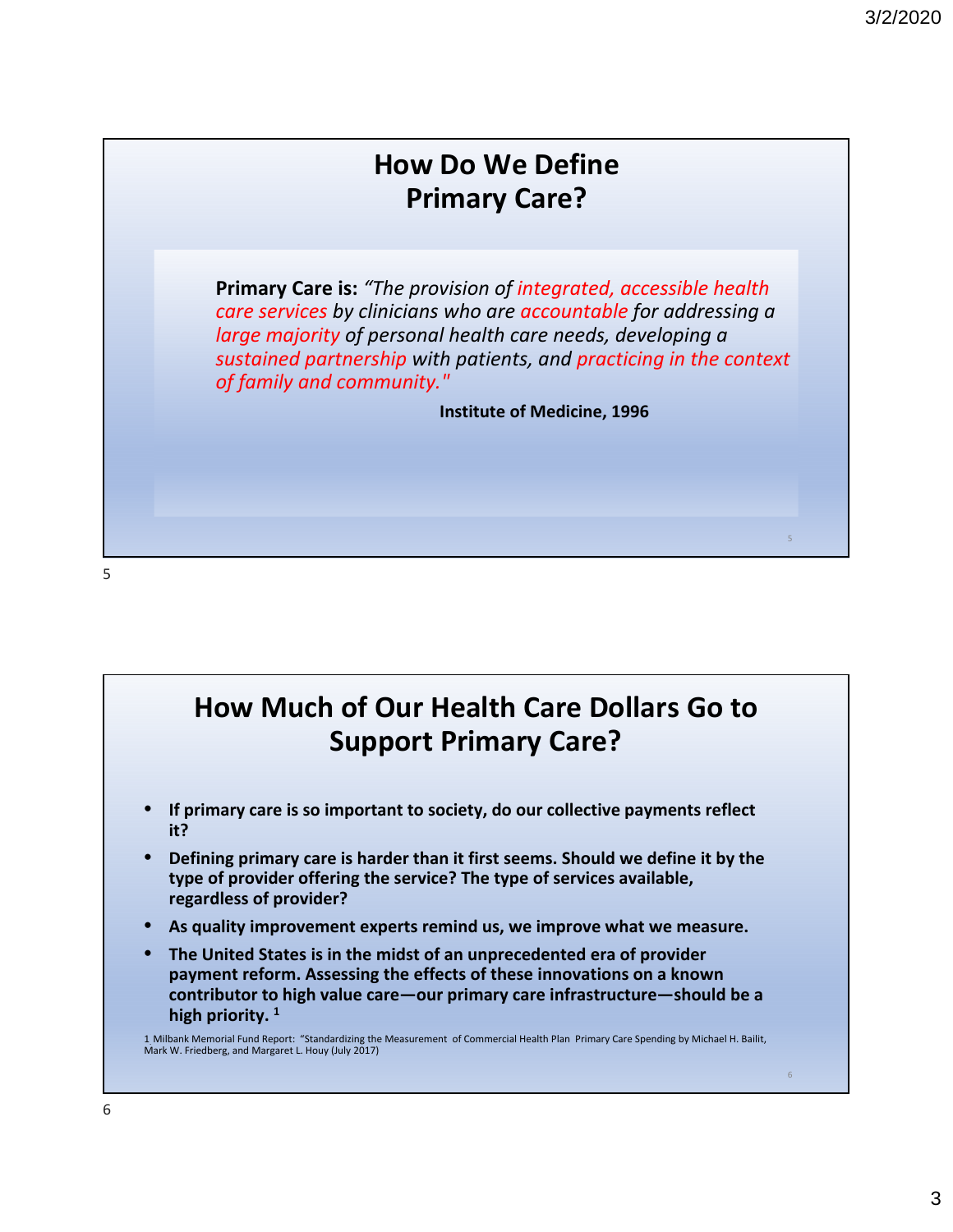## How Do We Define Primary Care?

**Primary Care is:** *"The provision of integrated, accessible health care services by clinicians who are accountable for addressing a large majority of personal health care needs, developing a sustained partnership with patients, and practicing in the context of family and community."*

**Institute of Medicine, 1996**

## How Much of Our Health Care Dollars Go to Support Primary Care?

- **If primary care is so important to society, do our collective payments reflect it?**
- **Defining primary care is harder than it first seems. Should we define it by the type of provider offering the service? The type of services available, regardless of provider?**
- **As quality improvement experts remind us, we improve what we measure.**
- **The United States is in the midst of an unprecedented era of provider payment reform. Assessing the effects of these innovations on a known contributor to high value care—our primary care infrastructure—should be a high priority.** [1]

1 Milbank Memorial Fund Report: "Standardizing the Measurement of Commercial Health Plan Primary Care Spending by Michael H. Bailit, Mark W. Friedberg, and Margaret L. Houy (July 2017)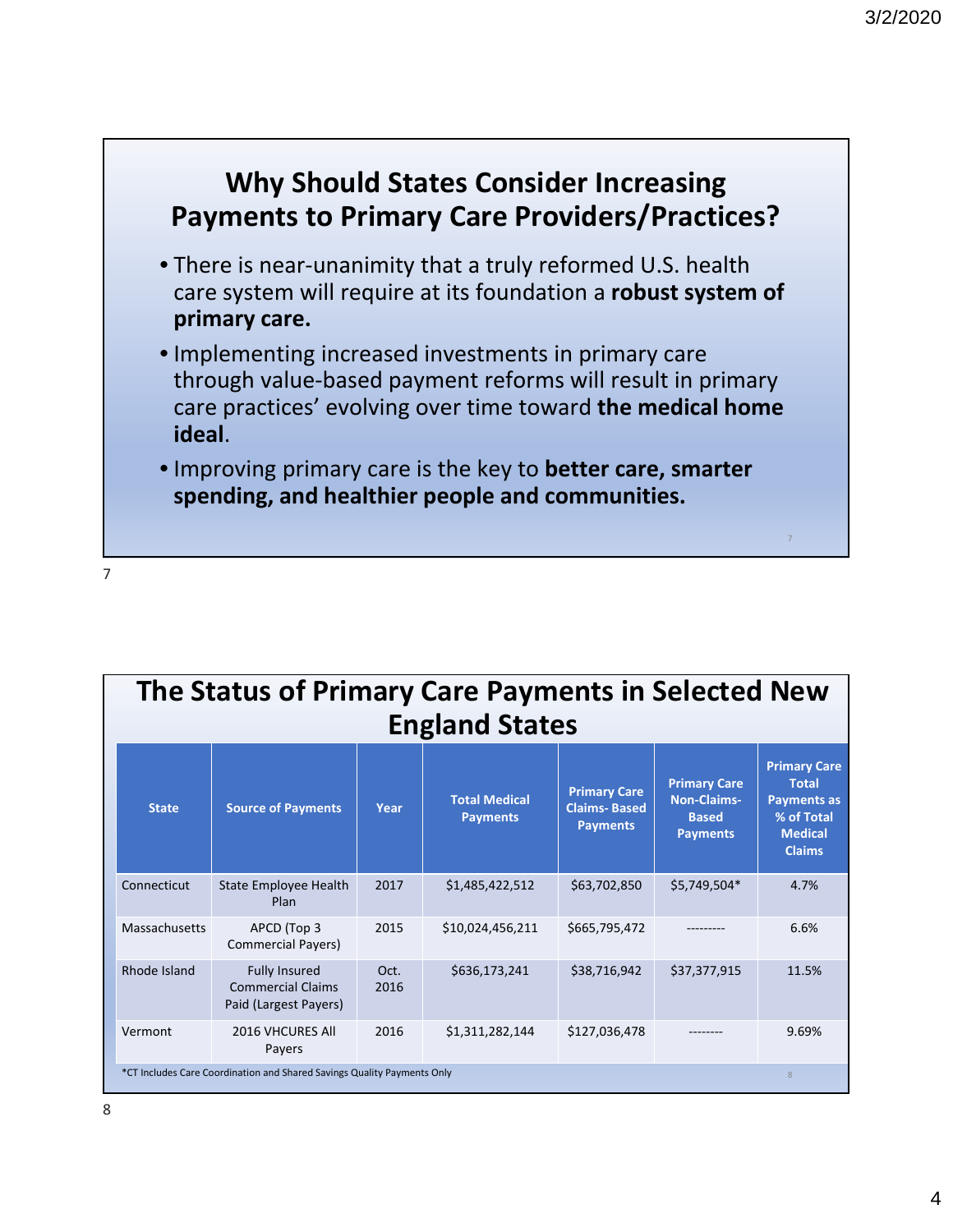## Why Should States Consider Increasing Payments to Primary Care Providers/Practices?

- There is near-unanimity that a truly reformed U.S. health care system will require at its foundation a **robust system of primary care.**
- Implementing increased investments in primary care through value-based payment reforms will result in primary care practices' evolving over time toward **the medical home ideal**.
- Improving primary care is the key to **better care, smarter spending, and healthier people and communities.**

## The Status of Primary Care Payments in Selected New England States

| State | Source of Payments | Year | Total Medical Payments | Primary Care Claims- Based Payments | Primary Care Non-Claims-Based Payments | Primary Care Total Payments as % of Total Medical Claims |
|---|---|---|---|---|---|---|
| Connecticut | State Employee Health Plan | 2017 | $1,485,422,512 | $63,702,850 | $5,749,504* | 4.7% |
| Massachusetts | APCD (Top 3 Commercial Payers) | 2015 | $10,024,456,211 | $665,795,472 | --------- | 6.6% |
| Rhode Island | Fully Insured Commercial Claims Paid (Largest Payers) | Oct. 2016 | $636,173,241 | $38,716,942 | $37,377,915 | 11.5% |
| Vermont | 2016 VHCURES All Payers | 2016 | $1,311,282,144 | $127,036,478 | -------- | 9.69% |

*CT Includes Care Coordination and Shared Savings Quality Payments Only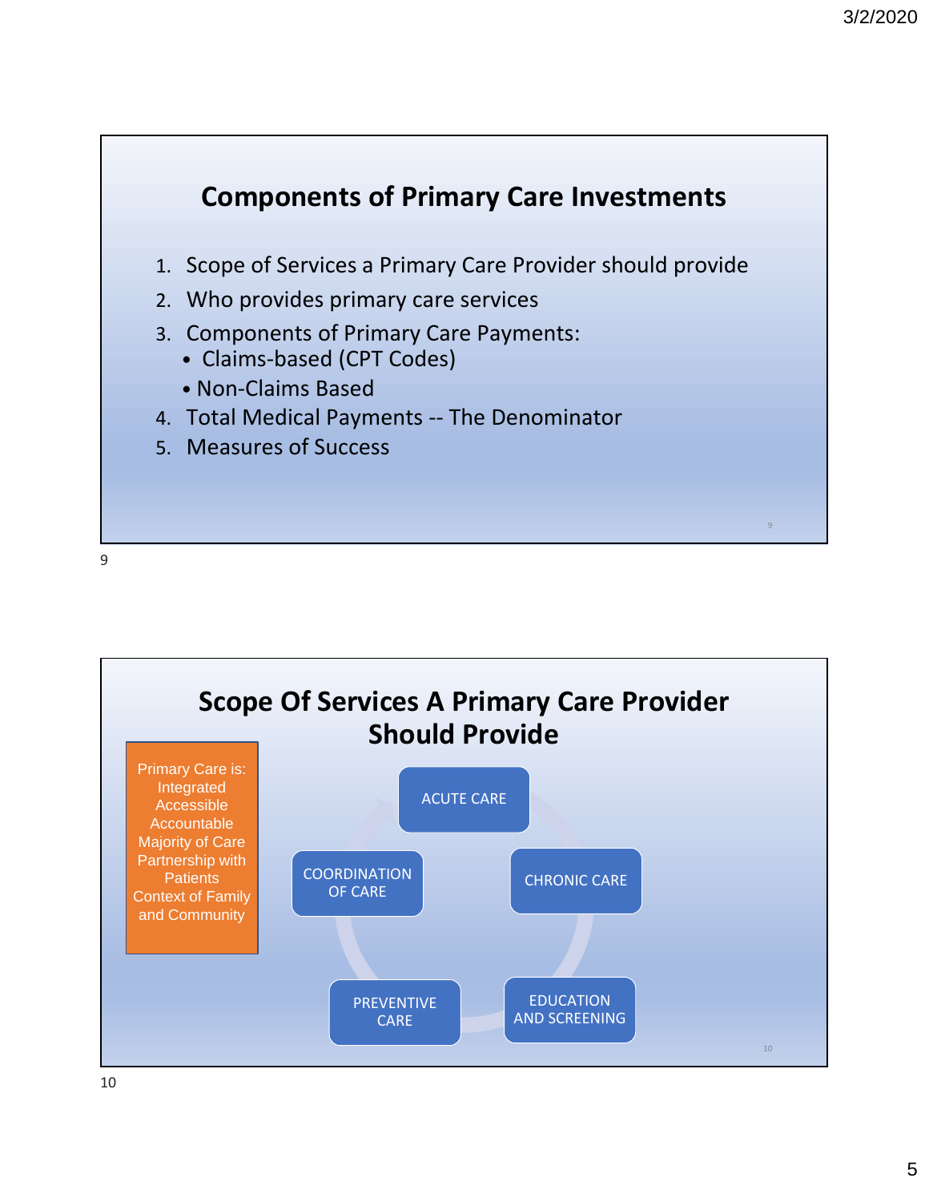## Components of Primary Care Investments

1. Scope of Services a Primary Care Provider should provide
2. Who provides primary care services
3. Components of Primary Care Payments:
   - Claims-based (CPT Codes)
   - Non-Claims Based
4. Total Medical Payments -- The Denominator
5. Measures of Success

## Scope Of Services A Primary Care Provider Should Provide

Primary Care is:
Integrated
Accessible
Accountable
Majority of Care
Partnership with Patients
Context of Family and Community

- ACUTE CARE
- CHRONIC CARE
- EDUCATION AND SCREENING
- PREVENTIVE CARE
- COORDINATION OF CARE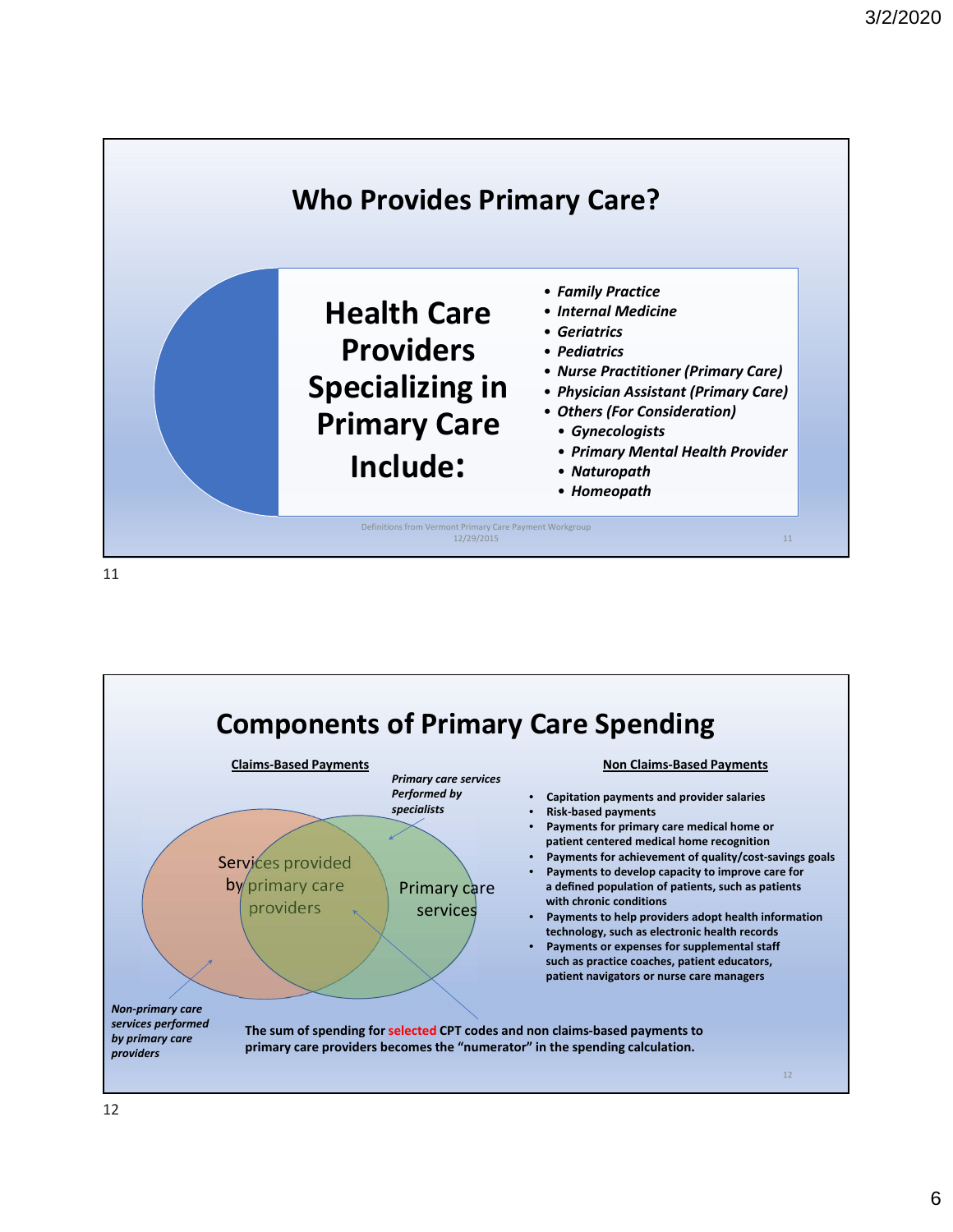## Who Provides Primary Care?

**Health Care Providers Specializing in Primary Care Include:**

- *Family Practice*
- *Internal Medicine*
- *Geriatrics*
- *Pediatrics*
- *Nurse Practitioner (Primary Care)*
- *Physician Assistant (Primary Care)*
- *Others (For Consideration)*
  - *Gynecologists*
  - *Primary Mental Health Provider*
  - *Naturopath*
  - *Homeopath*

Definitions from Vermont Primary Care Payment Workgroup 12/29/2015

## Components of Primary Care Spending

**Claims-Based Payments**

Services provided by primary care providers

Primary care services

*Primary care services Performed by specialists*

*Non-primary care services performed by primary care providers*

**Non Claims-Based Payments**

- Capitation payments and provider salaries
- Risk-based payments
- Payments for primary care medical home or patient centered medical home recognition
- Payments for achievement of quality/cost-savings goals
- Payments to develop capacity to improve care for a defined population of patients, such as patients with chronic conditions
- Payments to help providers adopt health information technology, such as electronic health records
- Payments or expenses for supplemental staff such as practice coaches, patient educators, patient navigators or nurse care managers

**The sum of spending for selected CPT codes and non claims-based payments to primary care providers becomes the "numerator" in the spending calculation.**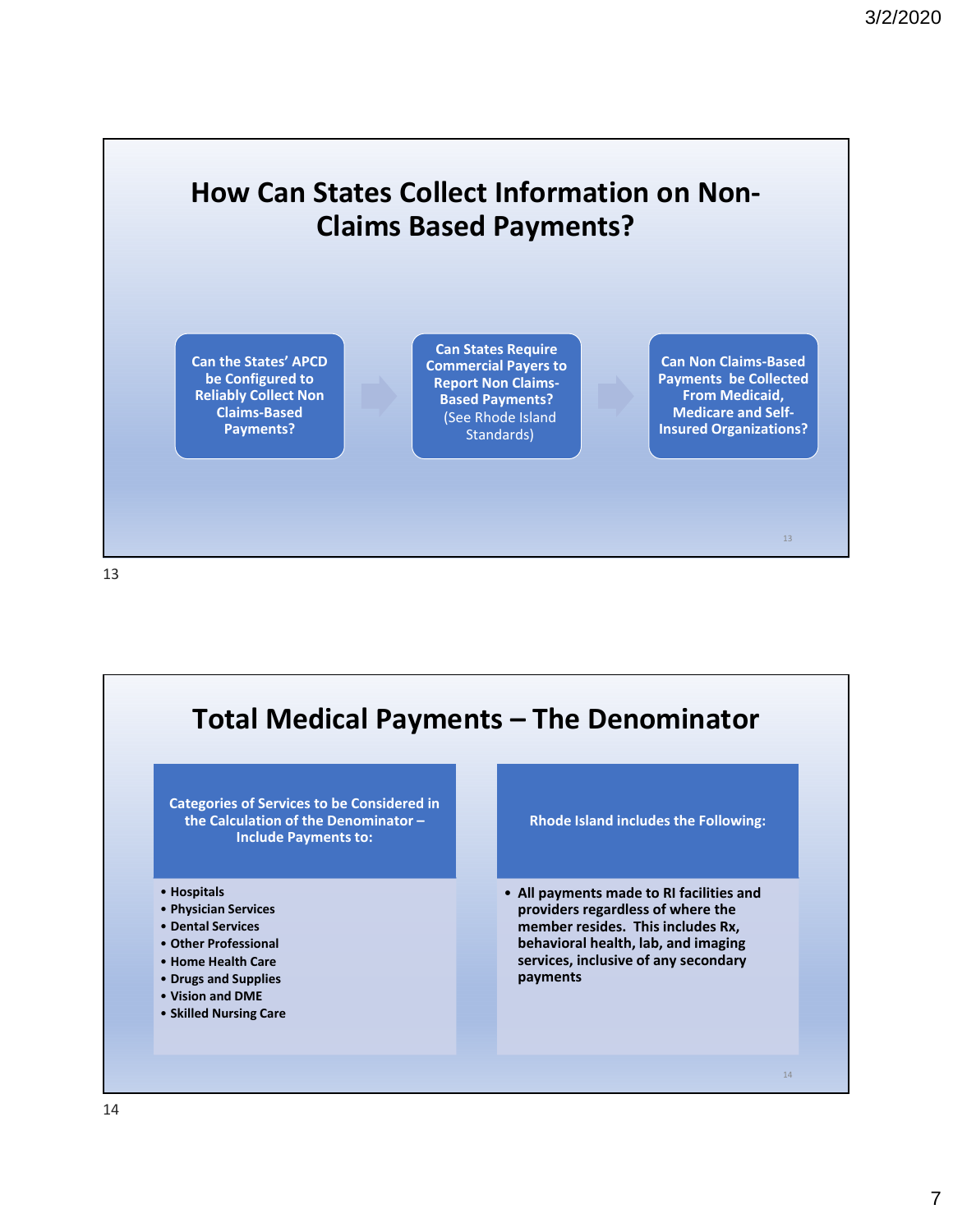## How Can States Collect Information on Non-Claims Based Payments?

**Can the States' APCD be Configured to Reliably Collect Non Claims-Based Payments?**

→

**Can States Require Commercial Payers to Report Non Claims-Based Payments?** (See Rhode Island Standards)

→

**Can Non Claims-Based Payments be Collected From Medicaid, Medicare and Self-Insured Organizations?**

## Total Medical Payments – The Denominator

| Categories of Services to be Considered in the Calculation of the Denominator – Include Payments to: | Rhode Island includes the Following: |
|---|---|
| • Hospitals<br>• Physician Services<br>• Dental Services<br>• Other Professional<br>• Home Health Care<br>• Drugs and Supplies<br>• Vision and DME<br>• Skilled Nursing Care | • All payments made to RI facilities and providers regardless of where the member resides. This includes Rx, behavioral health, lab, and imaging services, inclusive of any secondary payments |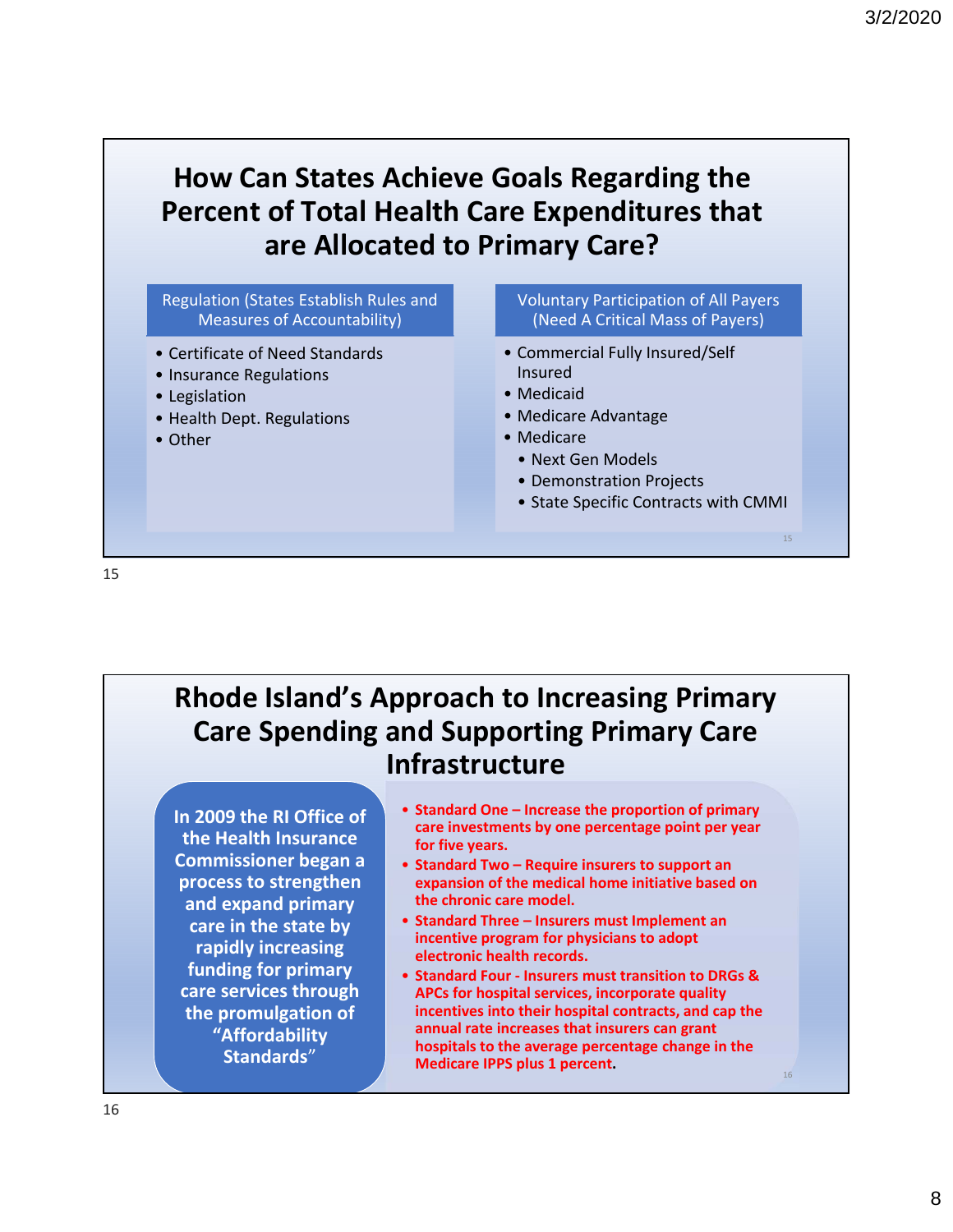## How Can States Achieve Goals Regarding the Percent of Total Health Care Expenditures that are Allocated to Primary Care?

**Regulation (States Establish Rules and Measures of Accountability)**

- Certificate of Need Standards
- Insurance Regulations
- Legislation
- Health Dept. Regulations
- Other

**Voluntary Participation of All Payers (Need A Critical Mass of Payers)**

- Commercial Fully Insured/Self Insured
- Medicaid
- Medicare Advantage
- Medicare
  - Next Gen Models
  - Demonstration Projects
  - State Specific Contracts with CMMI

## Rhode Island's Approach to Increasing Primary Care Spending and Supporting Primary Care Infrastructure

**In 2009 the RI Office of the Health Insurance Commissioner began a process to strengthen and expand primary care in the state by rapidly increasing funding for primary care services through the promulgation of "Affordability Standards"**

- **Standard One – Increase the proportion of primary care investments by one percentage point per year for five years.**
- **Standard Two – Require insurers to support an expansion of the medical home initiative based on the chronic care model.**
- **Standard Three – Insurers must Implement an incentive program for physicians to adopt electronic health records.**
- **Standard Four - Insurers must transition to DRGs & APCs for hospital services, incorporate quality incentives into their hospital contracts, and cap the annual rate increases that insurers can grant hospitals to the average percentage change in the Medicare IPPS plus 1 percent.**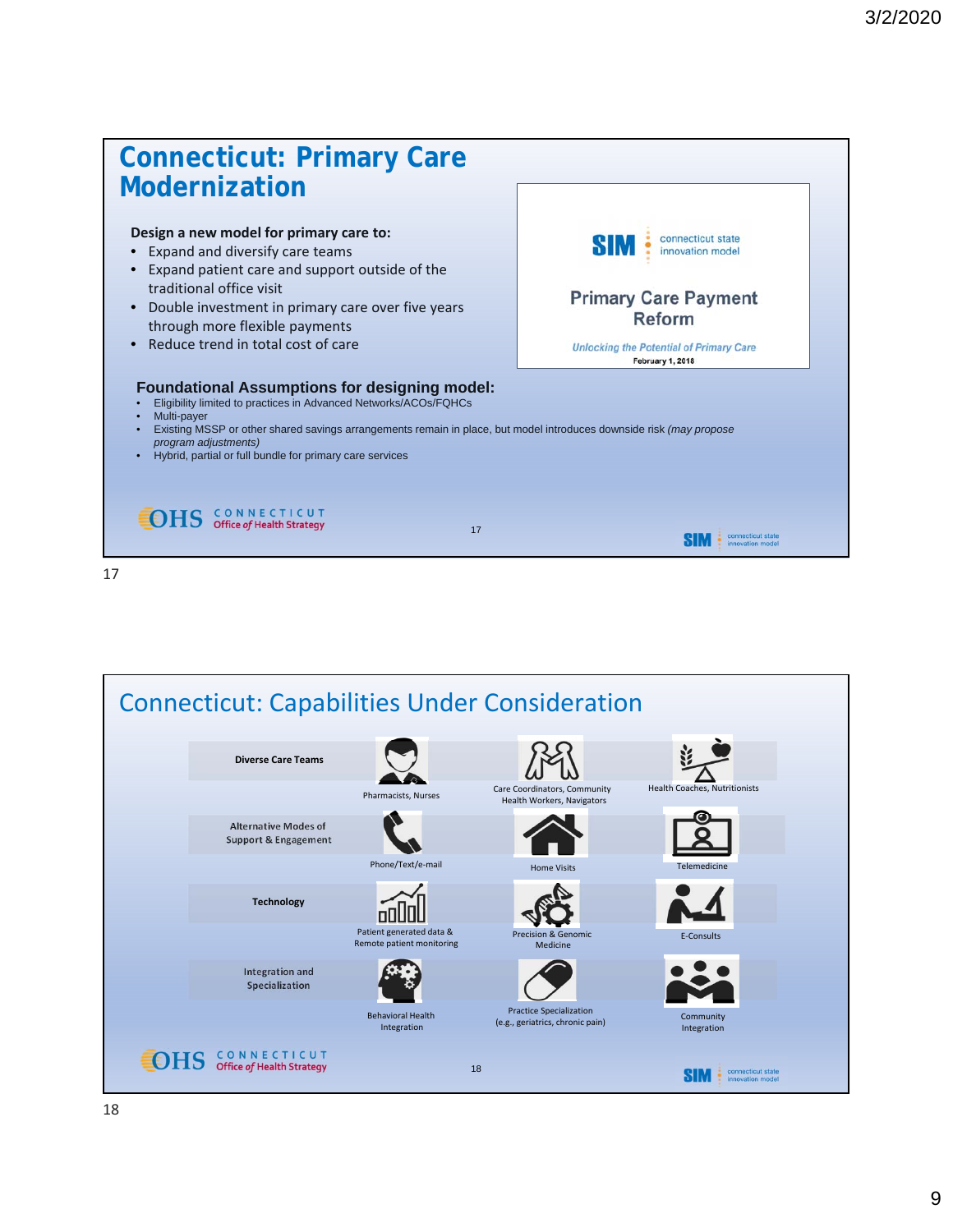## Connecticut: Primary Care Modernization

**Design a new model for primary care to:**

- Expand and diversify care teams
- Expand patient care and support outside of the traditional office visit
- Double investment in primary care over five years through more flexible payments
- Reduce trend in total cost of care

SIM connecticut state innovation model

Primary Care Payment Reform

*Unlocking the Potential of Primary Care*

**February 1, 2018**

**Foundational Assumptions for designing model:**

- Eligibility limited to practices in Advanced Networks/ACOs/FQHCs
- Multi-payer
- Existing MSSP or other shared savings arrangements remain in place, but model introduces downside risk *(may propose program adjustments)*
- Hybrid, partial or full bundle for primary care services

OHS CONNECTICUT Office of Health Strategy

SIM connecticut state innovation model

## Connecticut: Capabilities Under Consideration

| | | | |
|---|---|---|---|
| **Diverse Care Teams** | Pharmacists, Nurses | Care Coordinators, Community Health Workers, Navigators | Health Coaches, Nutritionists |
| **Alternative Modes of Support & Engagement** | Phone/Text/e-mail | Home Visits | Telemedicine |
| **Technology** | Patient generated data & Remote patient monitoring | Precision & Genomic Medicine | E-Consults |
| **Integration and Specialization** | Behavioral Health Integration | Practice Specialization (e.g., geriatrics, chronic pain) | Community Integration |

OHS CONNECTICUT Office of Health Strategy

SIM connecticut state innovation model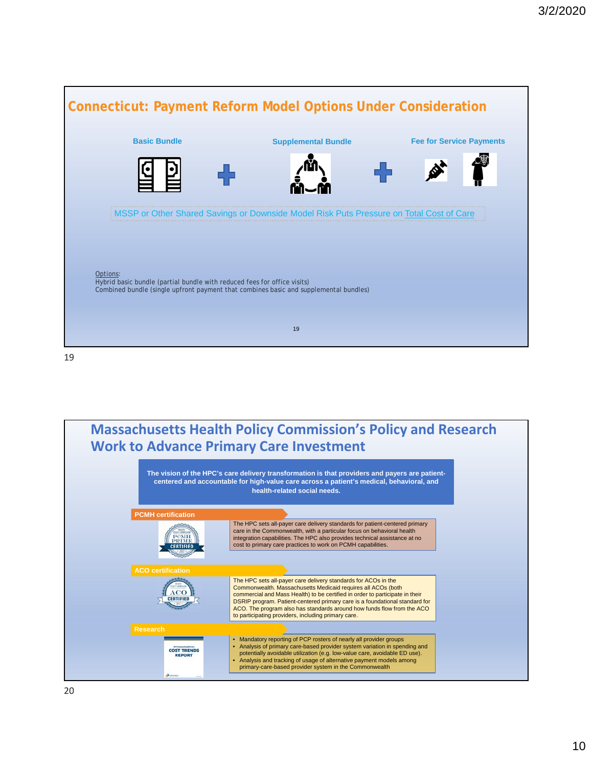## Connecticut: Payment Reform Model Options Under Consideration

**Basic Bundle** + **Supplemental Bundle** + **Fee for Service Payments**

MSSP or Other Shared Savings or Downside Model Risk Puts Pressure on Total Cost of Care

Options:
Hybrid basic bundle (partial bundle with reduced fees for office visits)
Combined bundle (single upfront payment that combines basic and supplemental bundles)

## Massachusetts Health Policy Commission's Policy and Research Work to Advance Primary Care Investment

**The vision of the HPC's care delivery transformation is that providers and payers are patient-centered and accountable for high-value care across a patient's medical, behavioral, and health-related social needs.**

### PCMH certification

The HPC sets all-payer care delivery standards for patient-centered primary care in the Commonwealth, with a particular focus on behavioral health integration capabilities. The HPC also provides technical assistance at no cost to primary care practices to work on PCMH capabilities.

### ACO certification

The HPC sets all-payer care delivery standards for ACOs in the Commonwealth. Massachusetts Medicaid requires all ACOs (both commercial and Mass Health) to be certified in order to participate in their DSRIP program. Patient-centered primary care is a foundational standard for ACO. The program also has standards around how funds flow from the ACO to participating providers, including primary care.

### Research

- Mandatory reporting of PCP rosters of nearly all provider groups
- Analysis of primary care-based provider system variation in spending and potentially avoidable utilization (e.g. low-value care, avoidable ED use).
- Analysis and tracking of usage of alternative payment models among primary-care-based provider system in the Commonwealth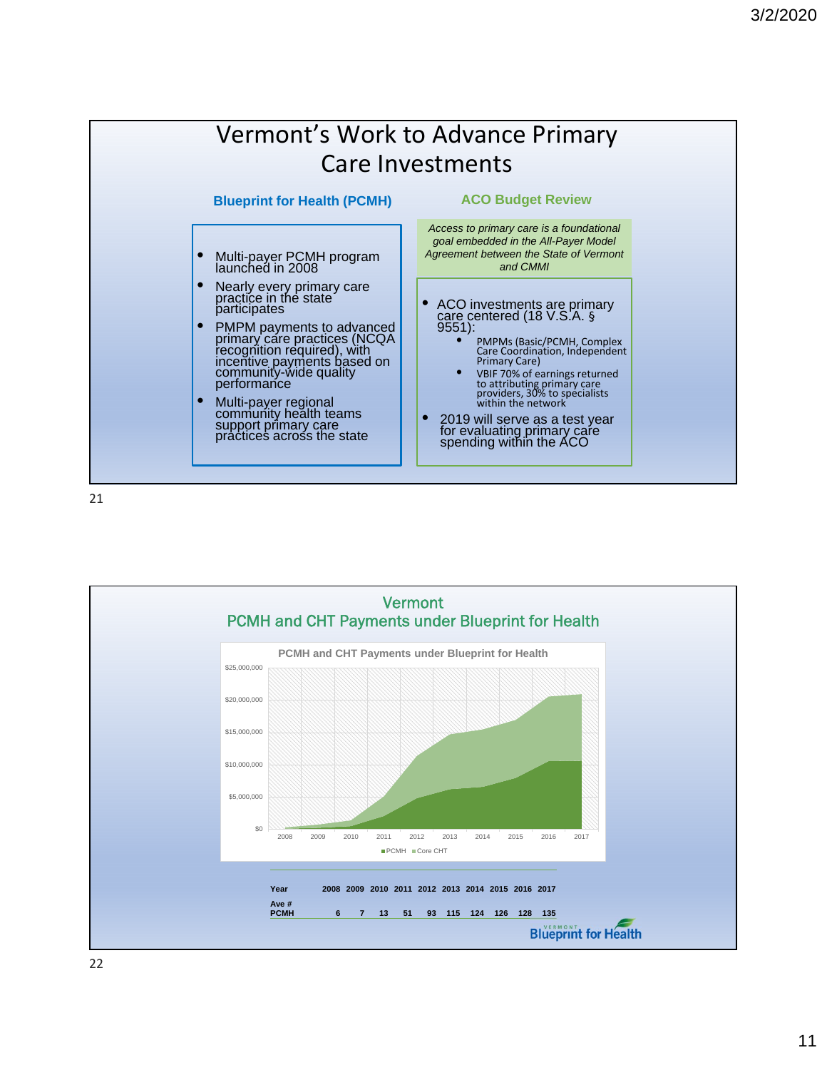# Vermont's Work to Advance Primary Care Investments

## Blueprint for Health (PCMH)

- Multi-payer PCMH program launched in 2008
- Nearly every primary care practice in the state participates
- PMPM payments to advanced primary care practices (NCQA recognition required), with incentive payments based on community-wide quality performance
- Multi-payer regional community health teams support primary care practices across the state

## ACO Budget Review

*Access to primary care is a foundational goal embedded in the All-Payer Model Agreement between the State of Vermont and CMMI*

- ACO investments are primary care centered (18 V.S.A. § 9551):
  - PMPMs (Basic/PCMH, Complex Care Coordination, Independent Primary Care)
  - VBIF 70% of earnings returned to attributing primary care providers, 30% to specialists within the network
- 2019 will serve as a test year for evaluating primary care spending within the ACO

# Vermont PCMH and CHT Payments under Blueprint for Health

PCMH and CHT Payments under Blueprint for Health

(Chart: PCMH and Core CHT payments, 2008–2017; y-axis $0 to $25,000,000)

| Year | 2008 | 2009 | 2010 | 2011 | 2012 | 2013 | 2014 | 2015 | 2016 | 2017 |
|---|---|---|---|---|---|---|---|---|---|---|
| Ave # PCMH | 6 | 7 | 13 | 51 | 93 | 115 | 124 | 126 | 128 | 135 |

Vermont Blueprint for Health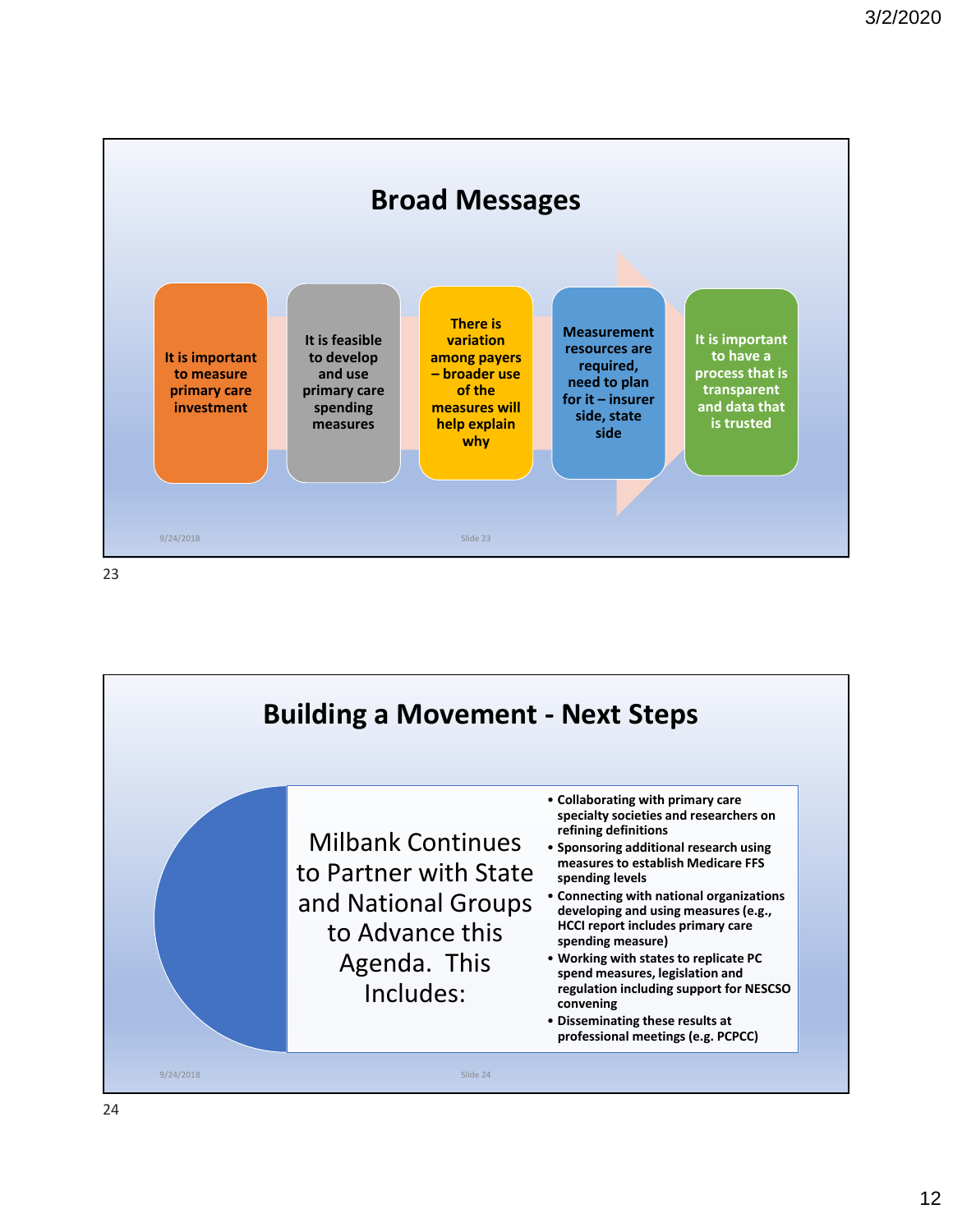## Broad Messages

- It is important to measure primary care investment
- It is feasible to develop and use primary care spending measures
- There is variation among payers – broader use of the measures will help explain why
- Measurement resources are required, need to plan for it – insurer side, state side
- It is important to have a process that is transparent and data that is trusted

## Building a Movement - Next Steps

Milbank Continues to Partner with State and National Groups to Advance this Agenda. This Includes:

- Collaborating with primary care specialty societies and researchers on refining definitions
- Sponsoring additional research using measures to establish Medicare FFS spending levels
- Connecting with national organizations developing and using measures (e.g., HCCI report includes primary care spending measure)
- Working with states to replicate PC spend measures, legislation and regulation including support for NESCSO convening
- Disseminating these results at professional meetings (e.g. PCPCC)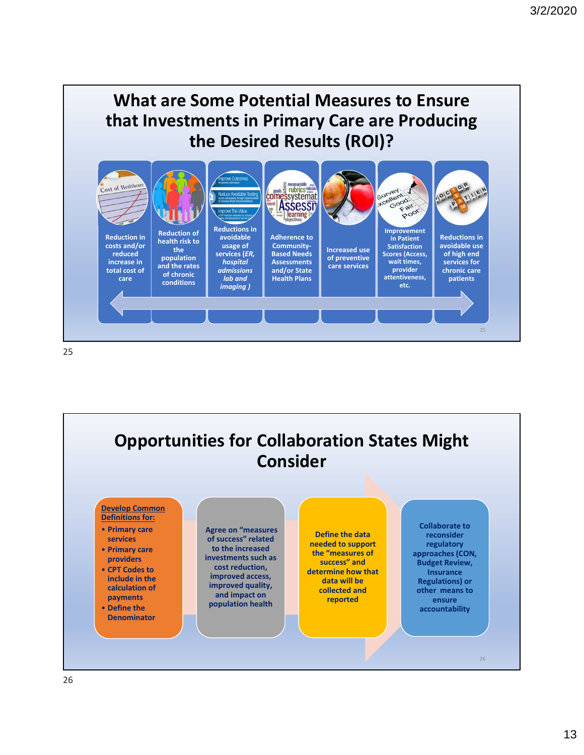# What are Some Potential Measures to Ensure that Investments in Primary Care are Producing the Desired Results (ROI)?

- Reduction in costs and/or reduced increase in total cost of care
- Reduction of health risk to the population and the rates of chronic conditions
- Reductions in avoidable usage of services (*ER, hospital admissions lab and imaging* )
- Adherence to Community-Based Needs Assessments and/or State Health Plans
- Increased use of preventive care services
- Improvement in Patient Satisfaction Scores (Access, wait times, provider attentiveness, etc.
- Reductions in avoidable use of high end services for chronic care patients

# Opportunities for Collaboration States Might Consider

**Develop Common Definitions for:**

- Primary care services
- Primary care providers
- CPT Codes to include in the calculation of payments
- Define the Denominator

Agree on "measures of success" related to the increased investments such as cost reduction, improved access, improved quality, and impact on population health

Define the data needed to support the "measures of success" and determine how that data will be collected and reported

Collaborate to reconsider regulatory approaches (CON, Budget Review, Insurance Regulations) or other means to ensure accountability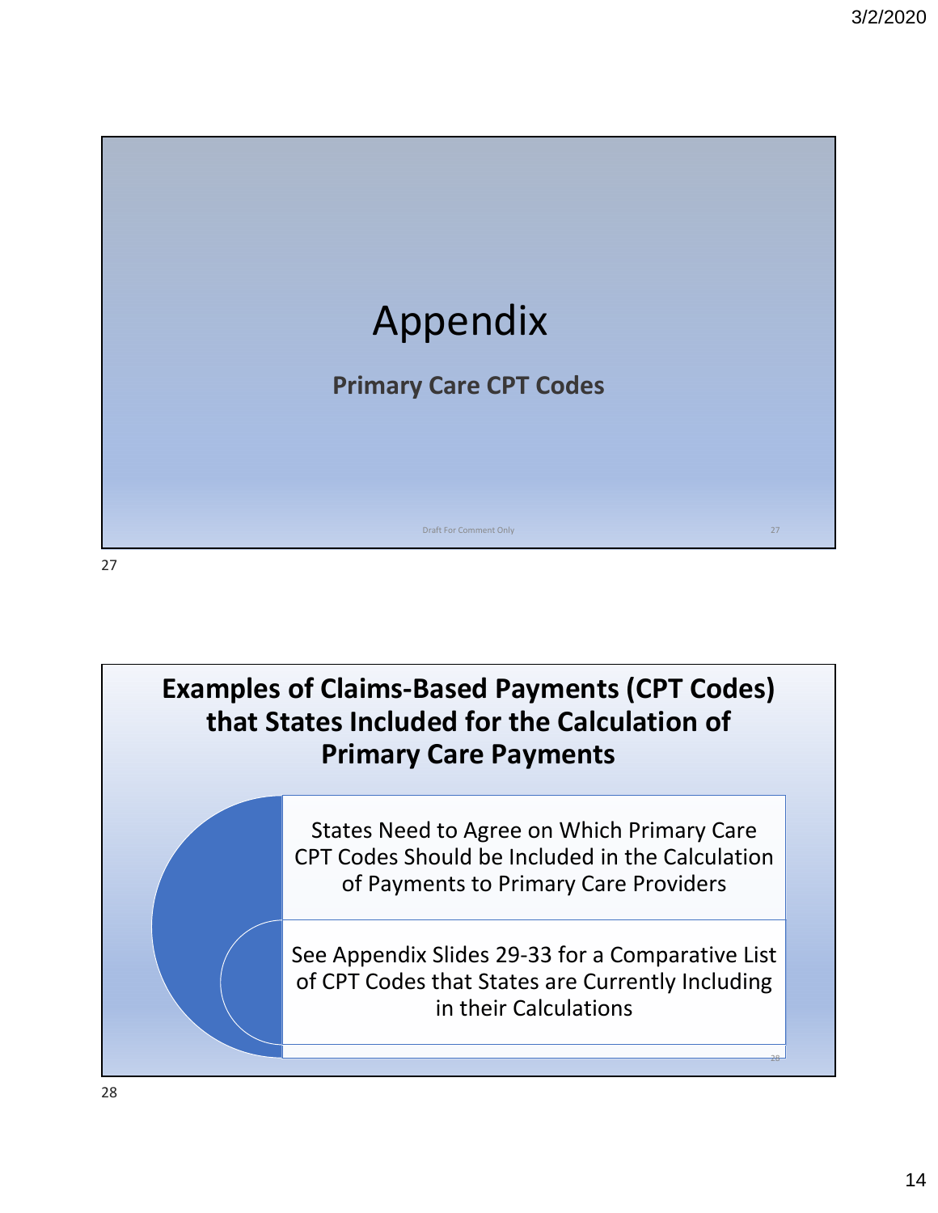# Appendix

**Primary Care CPT Codes**

Draft For Comment Only

## Examples of Claims-Based Payments (CPT Codes) that States Included for the Calculation of Primary Care Payments

States Need to Agree on Which Primary Care CPT Codes Should be Included in the Calculation of Payments to Primary Care Providers

See Appendix Slides 29-33 for a Comparative List of CPT Codes that States are Currently Including in their Calculations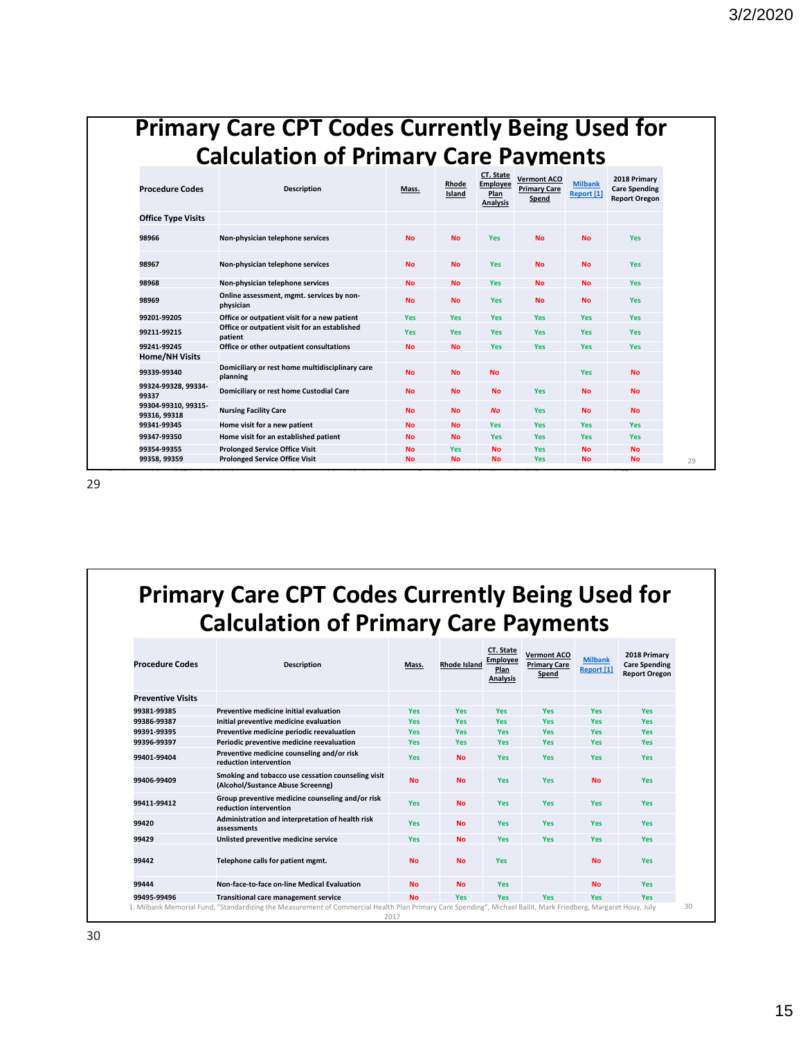# Primary Care CPT Codes Currently Being Used for Calculation of Primary Care Payments

| Procedure Codes | Description | Mass. | Rhode Island | CT. State Employee Plan Analysis | Vermont ACO Primary Care Spend | Milbank Report [1] | 2018 Primary Care Spending Report Oregon |
|---|---|---|---|---|---|---|---|
| **Office Type Visits** | | | | | | | |
| 98966 | Non-physician telephone services | No | No | Yes | No | No | Yes |
| 98967 | Non-physician telephone services | No | No | Yes | No | No | Yes |
| 98968 | Non-physician telephone services | No | No | Yes | No | No | Yes |
| 98969 | Online assessment, mgmt. services by non-physician | No | No | Yes | No | No | Yes |
| 99201-99205 | Office or outpatient visit for a new patient | Yes | Yes | Yes | Yes | Yes | Yes |
| 99211-99215 | Office or outpatient visit for an established patient | Yes | Yes | Yes | Yes | Yes | Yes |
| 99241-99245 | Office or other outpatient consultations | No | No | Yes | Yes | Yes | Yes |
| **Home/NH Visits** | | | | | | | |
| 99339-99340 | Domiciliary or rest home multidisciplinary care planning | No | No | No | | Yes | No |
| 99324-99328, 99334-99337 | Domiciliary or rest home Custodial Care | No | No | No | Yes | No | No |
| 99304-99310, 99315-99316, 99318 | Nursing Facility Care | No | No | *No* | Yes | No | No |
| 99341-99345 | Home visit for a new patient | No | No | Yes | Yes | Yes | Yes |
| 99347-99350 | Home visit for an established patient | No | No | Yes | Yes | Yes | Yes |
| 99354-99355 | Prolonged Service Office Visit | No | Yes | No | Yes | No | No |
| 99358, 99359 | Prolonged Service Office Visit | No | No | No | Yes | No | No |

# Primary Care CPT Codes Currently Being Used for Calculation of Primary Care Payments

| Procedure Codes | Description | Mass. | Rhode Island | CT. State Employee Plan Analysis | Vermont ACO Primary Care Spend | Milbank Report [1] | 2018 Primary Care Spending Report Oregon |
|---|---|---|---|---|---|---|---|
| **Preventive Visits** | | | | | | | |
| 99381-99385 | Preventive medicine initial evaluation | Yes | Yes | Yes | Yes | Yes | Yes |
| 99386-99387 | Initial preventive medicine evaluation | Yes | Yes | Yes | Yes | Yes | Yes |
| 99391-99395 | Preventive medicine periodic reevaluation | Yes | Yes | Yes | Yes | Yes | Yes |
| 99396-99397 | Periodic preventive medicine reevaluation | Yes | Yes | Yes | Yes | Yes | Yes |
| 99401-99404 | Preventive medicine counseling and/or risk reduction intervention | Yes | No | Yes | Yes | Yes | Yes |
| 99406-99409 | Smoking and tobacco use cessation counseling visit (Alcohol/Sustance Abuse Screenng) | No | No | Yes | Yes | No | Yes |
| 99411-99412 | Group preventive medicine counseling and/or risk reduction intervention | Yes | No | Yes | Yes | Yes | Yes |
| 99420 | Administration and interpretation of health risk assessments | Yes | No | Yes | Yes | Yes | Yes |
| 99429 | Unlisted preventive medicine service | Yes | No | Yes | Yes | Yes | Yes |
| 99442 | Telephone calls for patient mgmt. | No | No | Yes | | No | Yes |
| 99444 | Non-face-to-face on-line Medical Evaluation | No | No | Yes | | No | Yes |
| 99495-99496 | Transitional care management service | No | Yes | Yes | Yes | Yes | Yes |

1. Milbank Memorial Fund, "Standardizing the Measurement of Commercial Health Plan Primary Care Spending", Michael Bailit, Mark Friedberg, Margaret Houy, July 2017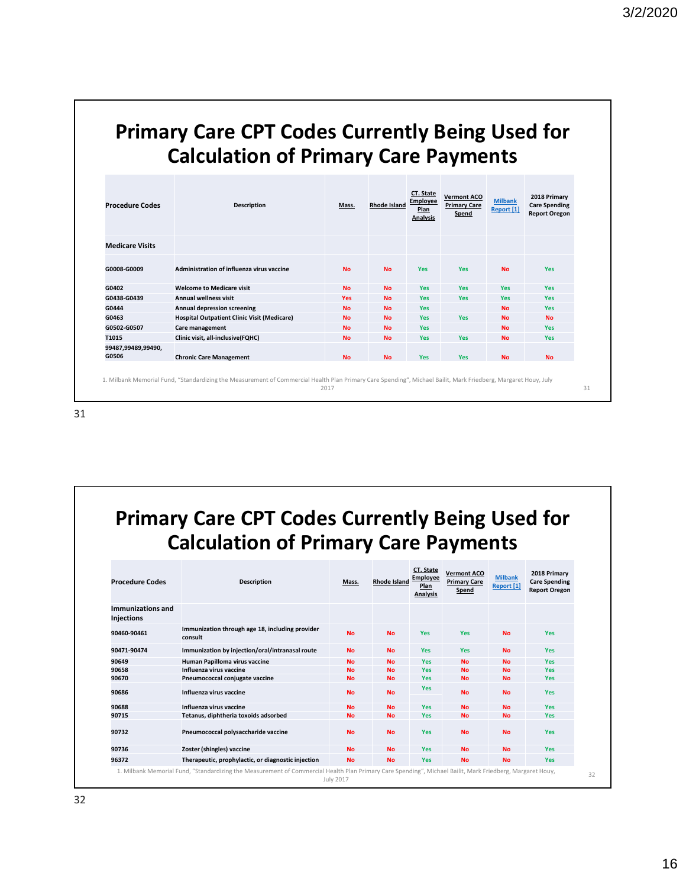# Primary Care CPT Codes Currently Being Used for Calculation of Primary Care Payments

| Procedure Codes | Description | Mass. | Rhode Island | CT. State Employee Plan Analysis | Vermont ACO Primary Care Spend | Milbank Report [1] | 2018 Primary Care Spending Report Oregon |
|---|---|---|---|---|---|---|---|
| **Medicare Visits** | | | | | | | |
| G0008-G0009 | Administration of influenza virus vaccine | No | No | Yes | Yes | No | Yes |
| G0402 | Welcome to Medicare visit | No | No | Yes | Yes | Yes | Yes |
| G0438-G0439 | Annual wellness visit | Yes | No | Yes | Yes | Yes | Yes |
| G0444 | Annual depression screening | No | No | Yes | | No | Yes |
| G0463 | Hospital Outpatient Clinic Visit (Medicare) | No | No | Yes | Yes | No | No |
| G0502-G0507 | Care management | No | No | Yes | | No | Yes |
| T1015 | Clinic visit, all-inclusive(FQHC) | No | No | Yes | Yes | No | Yes |
| 99487,99489,99490, G0506 | Chronic Care Management | No | No | Yes | Yes | No | No |

1. Milbank Memorial Fund, "Standardizing the Measurement of Commercial Health Plan Primary Care Spending", Michael Bailit, Mark Friedberg, Margaret Houy, July 2017

# Primary Care CPT Codes Currently Being Used for Calculation of Primary Care Payments

| Procedure Codes | Description | Mass. | Rhode Island | CT. State Employee Plan Analysis | Vermont ACO Primary Care Spend | Milbank Report [1] | 2018 Primary Care Spending Report Oregon |
|---|---|---|---|---|---|---|---|
| **Immunizations and Injections** | | | | | | | |
| 90460-90461 | Immunization through age 18, including provider consult | No | No | Yes | Yes | No | Yes |
| 90471-90474 | Immunization by injection/oral/intranasal route | No | No | Yes | Yes | No | Yes |
| 90649 | Human Papilloma virus vaccine | No | No | Yes | No | No | Yes |
| 90658 | Influenza virus vaccine | No | No | Yes | No | No | Yes |
| 90670 | Pneumococcal conjugate vaccine | No | No | Yes | No | No | Yes |
| 90686 | Influenza virus vaccine | No | No | Yes | No | No | Yes |
| 90688 | Influenza virus vaccine | No | No | Yes | No | No | Yes |
| 90715 | Tetanus, diphtheria toxoids adsorbed | No | No | Yes | No | No | Yes |
| 90732 | Pneumococcal polysaccharide vaccine | No | No | Yes | No | No | Yes |
| 90736 | Zoster (shingles) vaccine | No | No | Yes | No | No | Yes |
| 96372 | Therapeutic, prophylactic, or diagnostic injection | No | No | Yes | No | No | Yes |

1. Milbank Memorial Fund, "Standardizing the Measurement of Commercial Health Plan Primary Care Spending", Michael Bailit, Mark Friedberg, Margaret Houy, July 2017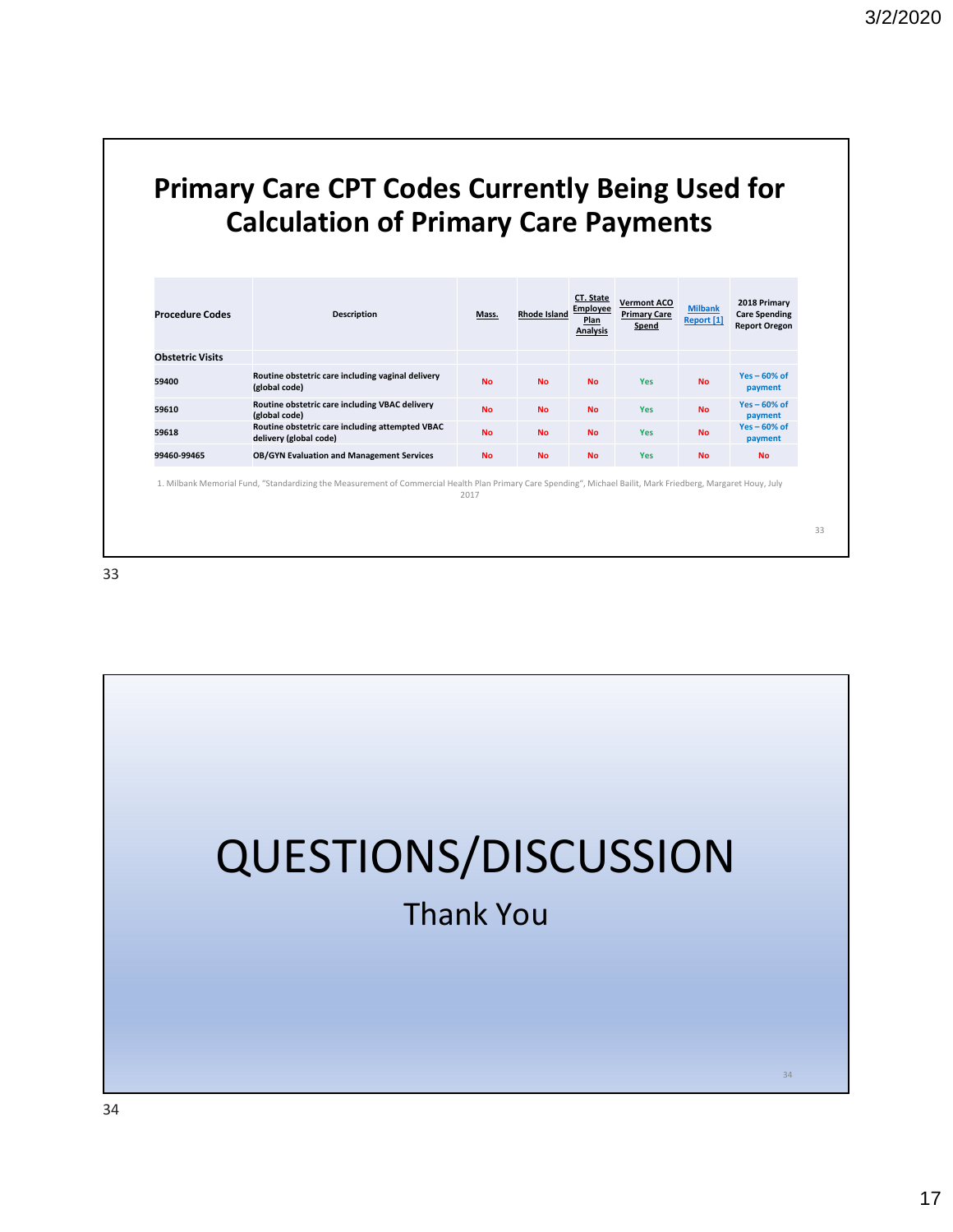# Primary Care CPT Codes Currently Being Used for Calculation of Primary Care Payments

| Procedure Codes | Description | Mass. | Rhode Island | CT. State Employee Plan Analysis | Vermont ACO Primary Care Spend | Milbank Report [1] | 2018 Primary Care Spending Report Oregon |
|---|---|---|---|---|---|---|---|
| **Obstetric Visits** | | | | | | | |
| 59400 | Routine obstetric care including vaginal delivery (global code) | No | No | No | Yes | No | Yes – 60% of payment |
| 59610 | Routine obstetric care including VBAC delivery (global code) | No | No | No | Yes | No | Yes – 60% of payment |
| 59618 | Routine obstetric care including attempted VBAC delivery (global code) | No | No | No | Yes | No | Yes – 60% of payment |
| 99460-99465 | OB/GYN Evaluation and Management Services | No | No | No | Yes | No | No |

1. Milbank Memorial Fund, "Standardizing the Measurement of Commercial Health Plan Primary Care Spending", Michael Bailit, Mark Friedberg, Margaret Houy, July 2017

# QUESTIONS/DISCUSSION

Thank You